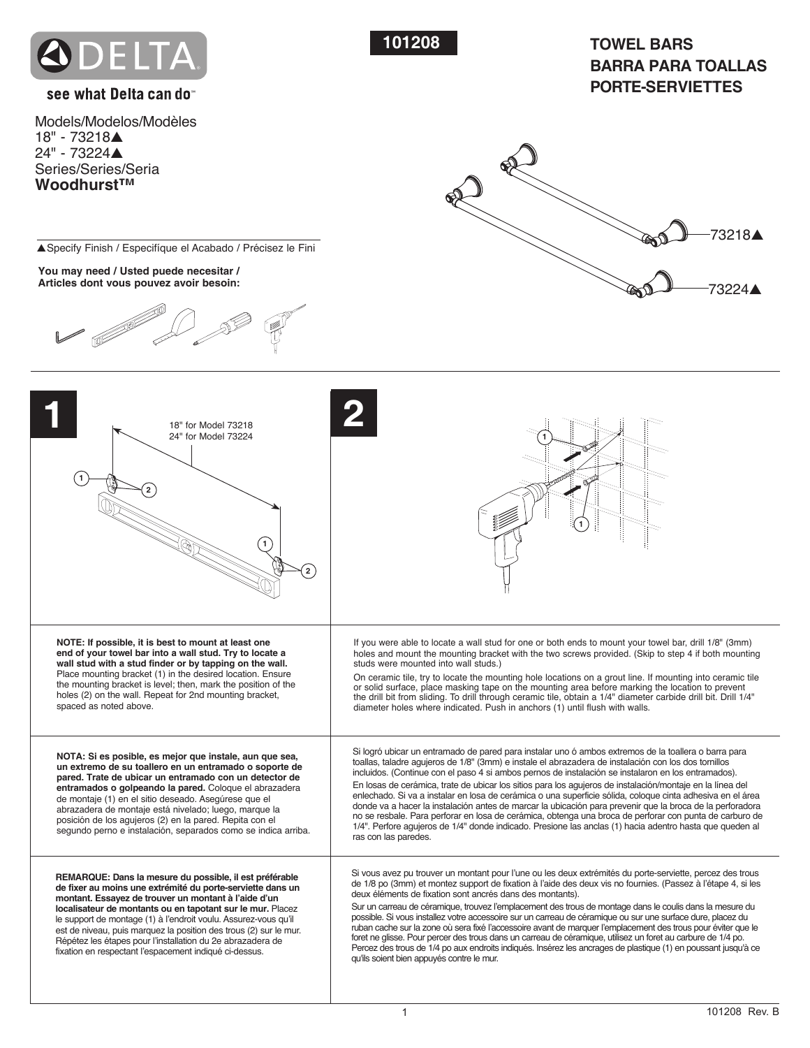DELTA

see what Delta can do℠

# 101208

# TOWEL BARS
# BARRA PARA TOALLAS
# PORTE-SERVIETTES

Models/Modelos/Modèles
18" - 73218▲
24" - 73224▲
Series/Series/Seria
**Woodhurst™**

▲Specify Finish / Especifíque el Acabado / Précisez le Fini

**You may need / Usted puede necesitar / Articles dont vous pouvez avoir besoin:**

73218▲

73224▲

## 1

18" for Model 73218
24" for Model 73224

**NOTE: If possible, it is best to mount at least one end of your towel bar into a wall stud. Try to locate a wall stud with a stud finder or by tapping on the wall.** Place mounting bracket (1) in the desired location. Ensure the mounting bracket is level; then, mark the position of the holes (2) on the wall. Repeat for 2nd mounting bracket, spaced as noted above.

**NOTA: Si es posible, es mejor que instale, aun que sea, un extremo de su toallero en un entramado o soporte de pared. Trate de ubicar un entramado con un detector de entramados o golpeando la pared.** Coloque el abrazadera de montaje (1) en el sitio deseado. Asegúrese que el abrazadera de montaje está nivelado; luego, marque la posición de los agujeros (2) en la pared. Repita con el segundo perno e instalación, separados como se indica arriba.

**REMARQUE: Dans la mesure du possible, il est préférable de fixer au moins une extrémité du porte-serviette dans un montant. Essayez de trouver un montant à l'aide d'un localisateur de montants ou en tapotant sur le mur.** Placez le support de montage (1) à l'endroit voulu. Assurez-vous qu'il est de niveau, puis marquez la position des trous (2) sur le mur. Répétez les étapes pour l'installation du 2e abrazadera de fixation en respectant l'espacement indiqué ci-dessus.

## 2

If you were able to locate a wall stud for one or both ends to mount your towel bar, drill 1/8" (3mm) holes and mount the mounting bracket with the two screws provided. (Skip to step 4 if both mounting studs were mounted into wall studs.)

On ceramic tile, try to locate the mounting hole locations on a grout line. If mounting into ceramic tile or solid surface, place masking tape on the mounting area before marking the location to prevent the drill bit from sliding. To drill through ceramic tile, obtain a 1/4" diameter carbide drill bit. Drill 1/4" diameter holes where indicated. Push in anchors (1) until flush with walls.

Si logró ubicar un entramado de pared para instalar uno ó ambos extremos de la toallera o barra para toallas, taladre agujeros de 1/8" (3mm) e instale el abrazadera de instalación con los dos tornillos incluidos. (Continue con el paso 4 si ambos pernos de instalación se instalaron en los entramados).

En losas de cerámica, trate de ubicar los sitios para los agujeros de instalación/montaje en la línea del enlechado. Si va a instalar en losa de cerámica o una superficie sólida, coloque cinta adhesiva en el área donde va a hacer la instalación antes de marcar la ubicación para prevenir que la broca de la perforadora no se resbale. Para perforar en losa de cerámica, obtenga una broca de perforar con punta de carburo de 1/4". Perfore agujeros de 1/4" donde indicado. Presione las anclas (1) hacia adentro hasta que queden al ras con las paredes.

Si vous avez pu trouver un montant pour l'une ou les deux extrémités du porte-serviette, percez des trous de 1/8 po (3mm) et montez support de fixation à l'aide des deux vis no fournies. (Passez à l'étape 4, si les deux éléments de fixation sont ancrés dans des montants).

Sur un carreau de céramique, trouvez l'emplacement des trous de montage dans le coulis dans la mesure du possible. Si vous installez votre accessoire sur un carreau de céramique ou sur une surface dure, placez du ruban cache sur la zone où sera fixé l'accessoire avant de marquer l'emplacement des trous pour éviter que le foret ne glisse. Pour percer des trous dans un carreau de céramique, utilisez un foret au carbure de 1/4 po. Percez des trous de 1/4 po aux endroits indiqués. Insérez les ancrages de plastique (1) en poussant jusqu'à ce qu'ils soient bien appuyés contre le mur.

101208 Rev. B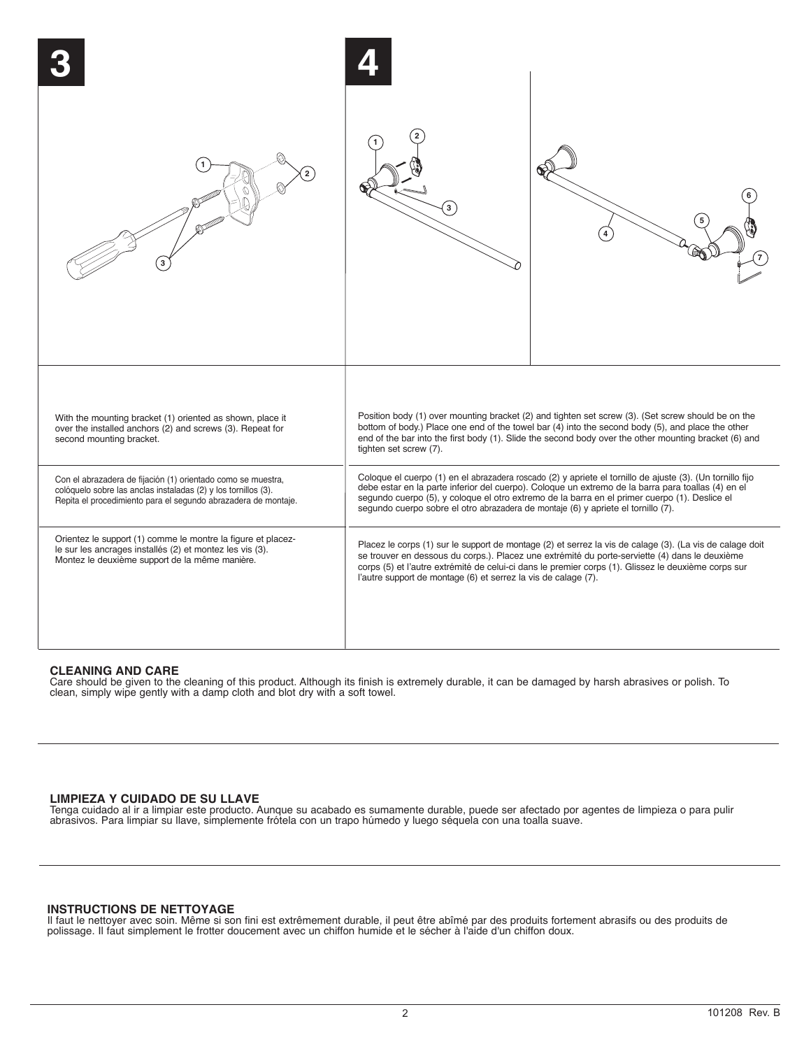## 3

With the mounting bracket (1) oriented as shown, place it over the installed anchors (2) and screws (3). Repeat for second mounting bracket.

Con el abrazadera de fijación (1) orientado como se muestra, colóquelo sobre las anclas instaladas (2) y los tornillos (3). Repita el procedimiento para el segundo abrazadera de montaje.

Orientez le support (1) comme le montre la figure et placez-le sur les ancrages installés (2) et montez les vis (3). Montez le deuxième support de la même manière.

## 4

Position body (1) over mounting bracket (2) and tighten set screw (3). (Set screw should be on the bottom of body.) Place one end of the towel bar (4) into the second body (5), and place the other end of the bar into the first body (1). Slide the second body over the other mounting bracket (6) and tighten set screw (7).

Coloque el cuerpo (1) en el abrazadera roscado (2) y apriete el tornillo de ajuste (3). (Un tornillo fijo debe estar en la parte inferior del cuerpo). Coloque un extremo de la barra para toallas (4) en el segundo cuerpo (5), y coloque el otro extremo de la barra en el primer cuerpo (1). Deslice el segundo cuerpo sobre el otro abrazadera de montaje (6) y apriete el tornillo (7).

Placez le corps (1) sur le support de montage (2) et serrez la vis de calage (3). (La vis de calage doit se trouver en dessous du corps.). Placez une extrémité du porte-serviette (4) dans le deuxième corps (5) et l'autre extrémité de celui-ci dans le premier corps (1). Glissez le deuxième corps sur l'autre support de montage (6) et serrez la vis de calage (7).

### CLEANING AND CARE

Care should be given to the cleaning of this product. Although its finish is extremely durable, it can be damaged by harsh abrasives or polish. To clean, simply wipe gently with a damp cloth and blot dry with a soft towel.

### LIMPIEZA Y CUIDADO DE SU LLAVE

Tenga cuidado al ir a limpiar este producto. Aunque su acabado es sumamente durable, puede ser afectado por agentes de limpieza o para pulir abrasivos. Para limpiar su llave, simplemente frótela con un trapo húmedo y luego séquela con una toalla suave.

### INSTRUCTIONS DE NETTOYAGE

Il faut le nettoyer avec soin. Même si son fini est extrêmement durable, il peut être abîmé par des produits fortement abrasifs ou des produits de polissage. Il faut simplement le frotter doucement avec un chiffon humide et le sécher à l'aide d'un chiffon doux.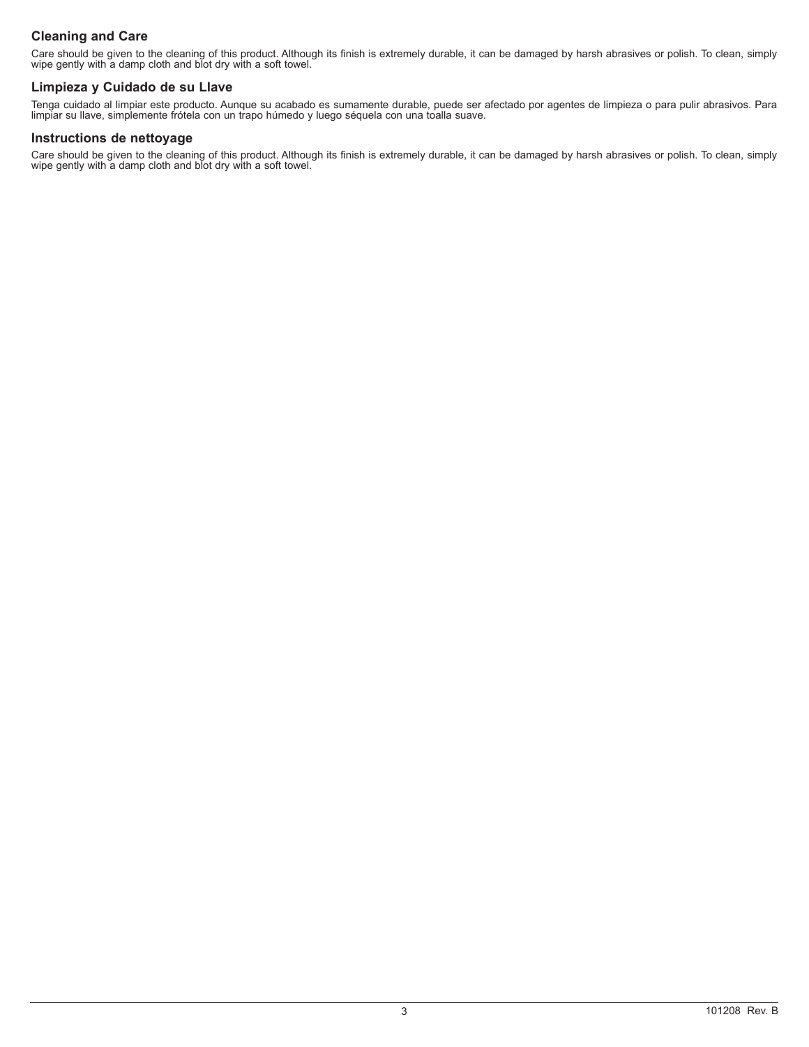### Cleaning and Care

Care should be given to the cleaning of this product. Although its finish is extremely durable, it can be damaged by harsh abrasives or polish. To clean, simply wipe gently with a damp cloth and blot dry with a soft towel.

### Limpieza y Cuidado de su Llave

Tenga cuidado al limpiar este producto. Aunque su acabado es sumamente durable, puede ser afectado por agentes de limpieza o para pulir abrasivos. Para limpiar su llave, simplemente frótela con un trapo húmedo y luego séquela con una toalla suave.

### Instructions de nettoyage

Care should be given to the cleaning of this product. Although its finish is extremely durable, it can be damaged by harsh abrasives or polish. To clean, simply wipe gently with a damp cloth and blot dry with a soft towel.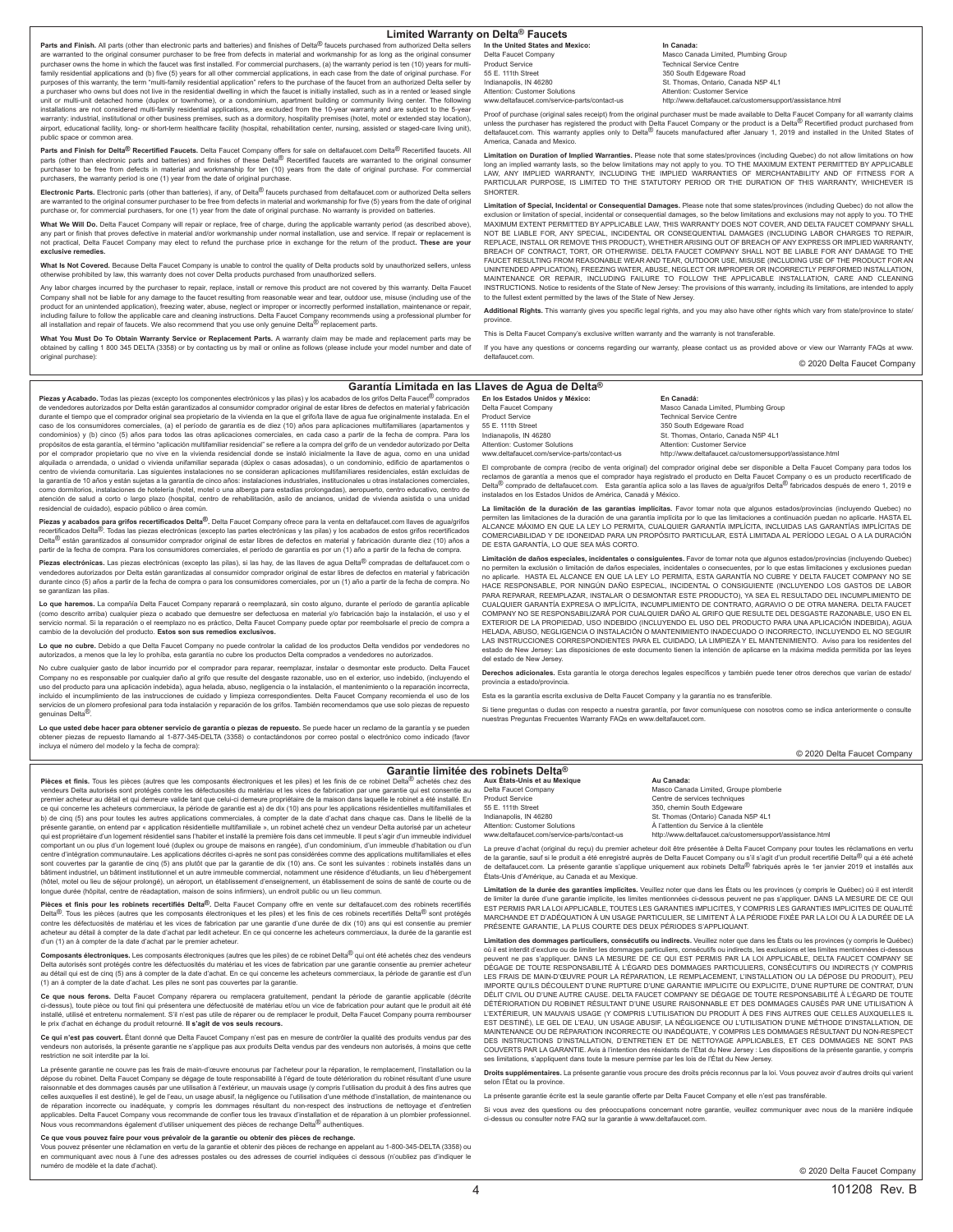# Limited Warranty on Delta® Faucets

**Parts and Finish.** All parts (other than electronic parts and batteries) and finishes of Delta® faucets purchased from authorized Delta sellers are warranted to the original consumer purchaser to be free from defects in material and workmanship for as long as the original consumer purchaser owns the home in which the faucet was first installed. For commercial purchasers, (a) the warranty period is ten (10) years for multi-family residential applications and (b) five (5) years for all other commercial applications, in each case from the date of original purchase. For purposes of this warranty, the term "multi-family residential application" refers to the purchase of the faucet from an authorized Delta seller by a purchaser who owns but does not live in the residential dwelling in which the faucet is initially installed, such as in a rented or leased single unit or multi-unit detached home (duplex or townhome), or a condominium, apartment building or community living center. The following installations are not considered multi-family residential applications, are excluded from the 10-year warranty and are subject to the 5-year warranty: industrial, institutional or other business premises, such as a dormitory, hospitality premises (hotel, motel or extended stay location), airport, educational facility, long- or short-term healthcare facility (hospital, rehabilitation center, nursing, assisted or staged-care living unit), public space or common area.

**Parts and Finish for Delta® Recertified Faucets.** Delta Faucet Company offers for sale on deltafaucet.com Delta® Recertified faucets. All parts (other than electronic parts and batteries) and finishes of these Delta® Recertified faucets are warranted to the original consumer purchaser to be free from defects in material and workmanship for ten (10) years from the date of original purchase. For commercial purchasers, the warranty period is one (1) year from the date of original purchase.

**Electronic Parts.** Electronic parts (other than batteries), if any, of Delta® faucets purchased from deltafaucet.com or authorized Delta sellers are warranted to the original consumer purchaser to be free from defects in material and workmanship for five (5) years from the date of original purchase or, for commercial purchasers, for one (1) year from the date of original purchase. No warranty is provided on batteries.

**What We Will Do.** Delta Faucet Company will repair or replace, free of charge, during the applicable warranty period (as described above), any part or finish that proves defective in material and/or workmanship under normal installation, use and service. If repair or replacement is not practical, Delta Faucet Company may elect to refund the purchase price in exchange for the return of the product. **These are your exclusive remedies.**

**What Is Not Covered.** Because Delta Faucet Company is unable to control the quality of Delta products sold by unauthorized sellers, unless otherwise prohibited by law, this warranty does not cover Delta products purchased from unauthorized sellers.

Any labor charges incurred by the purchaser to repair, replace, install or remove this product are not covered by this warranty. Delta Faucet Company shall not be liable for any damage to the faucet resulting from reasonable wear and tear, outdoor use, misuse (including use of the product for an unintended application), freezing water, abuse, neglect or improper or incorrectly performed installation, maintenance or repair, including failure to follow the applicable care and cleaning instructions. Delta Faucet Company recommends using a professional plumber for all installation and repair of faucets. We also recommend that you use only genuine Delta® replacement parts.

**What You Must Do To Obtain Warranty Service or Replacement Parts.** A warranty claim may be made and replacement parts may be obtained by calling 1 800 345 DELTA (3358) or by contacting us by mail or online as follows (please include your model number and date of original purchase):

**In the United States and Mexico:**
Delta Faucet Company
Product Service
55 E. 111th Street
Indianapolis, IN 46280
Attention: Customer Solutions
www.deltafaucet.com/service-parts/contact-us

**In Canada:**
Masco Canada Limited, Plumbing Group
Technical Service Centre
350 South Edgeware Road
St. Thomas, Ontario, Canada N5P 4L1
Attention: Customer Service
http://www.deltafaucet.ca/customersupport/assistance.html

Proof of purchase (original sales receipt) from the original purchaser must be made available to Delta Faucet Company for all warranty claims unless the purchaser has registered the product with Delta Faucet Company or the product is a Delta® Recertified product purchased from deltafaucet.com. This warranty applies only to Delta® faucets manufactured after January 1, 2019 and installed in the United States of America, Canada and Mexico.

**Limitation on Duration of Implied Warranties.** Please note that some states/provinces (including Quebec) do not allow limitations on how long an implied warranty lasts, so the below limitations may not apply to you. TO THE MAXIMUM EXTENT PERMITTED BY APPLICABLE LAW, ANY IMPLIED WARRANTY, INCLUDING THE IMPLIED WARRANTIES OF MERCHANTABILITY AND OF FITNESS FOR A PARTICULAR PURPOSE, IS LIMITED TO THE STATUTORY PERIOD OR THE DURATION OF THIS WARRANTY, WHICHEVER IS SHORTER.

**Limitation of Special, Incidental or Consequential Damages.** Please note that some states/provinces (including Quebec) do not allow the exclusion or limitation of special, incidental or consequential damages, so the below limitations and exclusions may not apply to you. TO THE MAXIMUM EXTENT PERMITTED BY APPLICABLE LAW, THIS WARRANTY DOES NOT COVER, AND DELTA FAUCET COMPANY SHALL NOT BE LIABLE FOR, ANY SPECIAL, INCIDENTAL OR CONSEQUENTIAL DAMAGES (INCLUDING LABOR CHARGES TO REPAIR, REPLACE, INSTALL OR REMOVE THIS PRODUCT), WHETHER ARISING OUT OF BREACH OF ANY EXPRESS OR IMPLIED WARRANTY, BREACH OF CONTRACT, TORT, OR OTHERWISE. DELTA FAUCET COMPANY SHALL NOT BE LIABLE FOR ANY DAMAGE TO THE FAUCET RESULTING FROM REASONABLE WEAR AND TEAR, OUTDOOR USE, MISUSE (INCLUDING USE OF THE PRODUCT FOR AN UNINTENDED APPLICATION), FREEZING WATER, ABUSE, NEGLECT OR IMPROPER OR INCORRECTLY PERFORMED INSTALLATION, MAINTENANCE OR REPAIR, INCLUDING FAILURE TO FOLLOW THE APPLICABLE INSTALLATION, CARE AND CLEANING INSTRUCTIONS. Notice to residents of the State of New Jersey: The provisions of this warranty, including its limitations, are intended to apply to the fullest extent permitted by the laws of the State of New Jersey.

**Additional Rights.** This warranty gives you specific legal rights, and you may also have other rights which vary from state/province to state/province.

This is Delta Faucet Company's exclusive written warranty and the warranty is not transferable.

If you have any questions or concerns regarding our warranty, please contact us as provided above or view our Warranty FAQs at www.deltafaucet.com.

© 2020 Delta Faucet Company

# Garantía Limitada en las Llaves de Agua de Delta®

**Piezas y Acabado.** Todas las piezas (excepto los componentes electrónicos y las pilas) y los acabados de los grifos Delta Faucet® comprados de vendedores autorizados por Delta están garantizados al consumidor comprador original de estar libres de defectos en material y fabricación durante el tiempo que el comprador original sea propietario de la vivienda en la que el grifo/la llave de agua fue originalmente instalada. En el caso de los consumidores comerciales, (a) el período de garantía es de diez (10) años para aplicaciones multifamiliares (apartamentos y condominios) y (b) cinco (5) años para todas las otras aplicaciones comerciales, en cada caso a partir de la fecha de compra. Para los propósitos de esta garantía, el término "aplicación multifamiliar residencial" se refiere a la compra del grifo de un vendedor autorizado por Delta por el comprador propietario que no vive en la vivienda residencial donde se instaló inicialmente la llave de agua, como en una unidad alquilada o arrendada, o unidad o vivienda unifamiliar separada (dúplex o casas adosadas), o un condominio, edificio de apartamentos o centro de vivienda comunitaria. Las siguientes instalaciones no se consideran aplicaciones multifamiliares residenciales, están excluidas de la garantía de 10 años y están sujetas a la garantía de cinco años: instalaciones industriales, institucionales u otras instalaciones comerciales, como dormitorios, instalaciones de hotelería (hotel, motel o una alberga para estadías prolongadas), aeropuerto, centro educativo, centro de atención de salud a corto o largo plazo (hospital, centro de rehabilitación, asilo de ancianos, unidad de vivienda asistida o una unidad residencial de cuidado), espacio público o área común.

**Piezas y acabados para grifos recertificados Delta®.** Delta Faucet Company ofrece para la venta en deltafaucet.com llaves de agua/grifos recertificados Delta®. Todas las piezas electrónicas (excepto las partes electrónicas y las pilas) y los acabados de estos grifos recertificados Delta® están garantizados al consumidor comprador original de estar libres de defectos en material y fabricación durante diez (10) años a partir de la fecha de compra. Para los consumidores comerciales, el período de garantía es por un (1) año a partir de la fecha de compra.

**Piezas electrónicas.** Las piezas electrónicas (excepto las pilas), si las hay, de las llaves de agua Delta® compradas de deltafaucet.com o vendedores autorizados por Delta están garantizadas al consumidor comprador original de estar libres de defectos en material y fabricación durante cinco (5) años a partir de la fecha de compra o para los consumidores comerciales, por un (1) año a partir de la fecha de compra. No se garantizan las pilas.

**Lo que haremos.** La compañía Delta Faucet Company reparará o reemplazará, sin costo alguno, durante el período de garantía aplicable (como descrito arriba) cualquier pieza o acabado que demuestre ser defectuosa en material y/o fabricación bajo la instalación, el uso y el servicio normal. Si la reparación o el reemplazo no es práctico, Delta Faucet Company puede optar por reembolsarle el precio de compra a cambio de la devolución del producto. **Estos son sus remedios exclusivos.**

**Lo que no cubre.** Debido a que Delta Faucet Company no puede controlar la calidad de los productos Delta vendidos por vendedores no autorizados, a menos que la ley lo prohíba, esta garantía no cubre los productos Delta comprados a vendedores no autorizados.

No cubre cualquier gasto de labor incurrido por el comprador para reparar, reemplazar, instalar o desmontar este producto. Delta Faucet Company no es responsable por cualquier daño al grifo que resulte del desgaste razonable, uso en el exterior, uso indebido, (incluyendo el uso del producto para una aplicación indebida), agua helada, abuso, negligencia o la instalación, el mantenimiento o la reparación incorrecta, incluido el incumplimiento de las instrucciones de cuidado y limpieza correspondientes. Delta Faucet Company recomienda el uso de los servicios de un plomero profesional para toda instalación y reparación de los grifos. También recomendamos que use solo piezas de repuesto genuinas Delta®.

**Lo que usted debe hacer para obtener servicio de garantía o piezas de repuesto.** Se puede hacer un reclamo de la garantía y se pueden obtener piezas de repuesto llamando al 1-877-345-DELTA (3358) o contactándonos por correo postal o electrónico como indicado (favor incluya el número del modelo y la fecha de compra):

**En los Estados Unidos y México:**
Delta Faucet Company
Product Service
55 E. 111th Street
Indianapolis, IN 46280
Attention: Customer Solutions
www.deltafaucet.com/service-parts/contact-us

**En Canadá:**
Masco Canada Limited, Plumbing Group
Technical Service Centre
350 South Edgeware Road
St. Thomas, Ontario, Canada N5P 4L1
Attention: Customer Service
http://www.deltafaucet.ca/customersupport/assistance.html

El comprobante de compra (recibo de venta original) del comprador original debe ser disponible a Delta Faucet Company para todos los reclamos de garantía a menos que el comprador haya registrado el producto en Delta Faucet Company o es un producto recertificado de Delta® comprado de deltafaucet.com. Esta garantía aplica solo a las llaves de agua/grifos Delta® fabricados después de enero 1, 2019 e instalados en los Estados Unidos de América, Canadá y México.

**La limitación de la duración de las garantías implícitas.** Favor tomar nota que algunos estados/provincias (incluyendo Quebec) no permiten las limitaciones de la duración de una garantía implícita por lo que las limitaciones a continuación puedan no aplicarle. HASTA EL ALCANCE MÁXIMO EN QUE LA LEY LO PERMITA, CUALQUIER GARANTÍA IMPLÍCITA, INCLUIDAS LAS GARANTÍAS IMPLÍCITAS DE COMERCIABILIDAD Y DE IDONEIDAD PARA UN PROPÓSITO PARTICULAR, ESTÁ LIMITADA AL PERÍODO LEGAL O A LA DURACIÓN DE ESTA GARANTÍA, LO QUE SEA MÁS CORTO.

**Limitación de daños especiales, incidentales o consiguientes.** Favor de tomar nota que algunos estados/provincias (incluyendo Quebec) no permiten la exclusión o limitación de daños especiales, incidentales o consecuentes, por lo que estas limitaciones y exclusiones puedan no aplicarle. HASTA EL ALCANCE EN QUE LA LEY LO PERMITA, ESTA GARANTÍA NO CUBRE Y DELTA FAUCET COMPANY NO SE HACE RESPONSABLE, POR NINGÚN DAÑO ESPECIAL, INCIDENTAL O CONSIGUIENTE (INCLUYENDO LOS GASTOS DE LABOR PARA REPARAR, REEMPLAZAR, INSTALAR O DESMONTAR ESTE PRODUCTO), YA SEA EL RESULTADO DEL INCUMPLIMIENTO DE CUALQUIER GARANTÍA EXPRESA O IMPLÍCITA, INCUMPLIMIENTO DE CONTRATO, AGRAVIO O DE OTRA MANERA. DELTA FAUCET COMPANY NO SE RESPONSABILIZARÁ POR CUALQUIER DAÑO AL GRIFO QUE RESULTE DEL DESGASTE RAZONABLE, USO EN EL EXTERIOR DE LA PROPIEDAD, USO INDEBIDO (INCLUYENDO EL USO DEL PRODUCTO PARA UNA APLICACIÓN INDEBIDA), AGUA HELADA, ABUSO, NEGLIGENCIA O INSTALACIÓN O MANTENIMIENTO INADECUADO O INCORRECTO, INCLUYENDO EL NO SEGUIR LAS INSTRUCCIONES CORRESPONDIENTES PARA EL CUIDADO, LA LIMPIEZA Y EL MANTENIMIENTO. Aviso para los residentes del estado de New Jersey: Las disposiciones de este documento tienen la intención de aplicarse en la máxima medida permitida por las leyes del estado de New Jersey.

**Derechos adicionales.** Esta garantía le otorga derechos legales específicos y también puede tener otros derechos que varían de estado/provincia a estado/provincia.

Esta es la garantía escrita exclusiva de Delta Faucet Company y la garantía no es transferible.

Si tiene preguntas o dudas con respecto a nuestra garantía, por favor comuníquese con nosotros como se indica anteriormente o consulte nuestras Preguntas Frecuentes Warranty FAQs en www.deltafaucet.com.

© 2020 Delta Faucet Company

# Garantie limitée des robinets Delta®

**Pièces et finis.** Tous les pièces (autres que les composants électroniques et les piles) et les finis de ce robinet Delta® achetés chez des vendeurs Delta autorisés sont protégés contre les défectuosités du matériau et les vices de fabrication par une garantie qui est consentie au premier acheteur au détail et qui demeure valide tant que celui-ci demeure propriétaire de la maison dans laquelle le robinet a été installé. En ce qui concerne les acheteurs commerciaux, la période de garantie est a) de dix (10) ans pour les applications résidentielles multifamiliales et b) de cinq (5) ans pour toutes les autres applications commerciales, à compter de la date d'achat dans chaque cas. Dans le libellé de la présente garantie, on entend par « application résidentielle multifamiliale », un robinet acheté chez un vendeur Delta autorisé par un acheteur qui est propriétaire d'un logement résidentiel sans l'habiter et installé la première fois dans cet immeuble. Il peut s'agir d'un immeuble individuel comportant un ou plus d'un logement loué (duplex ou groupe de maisons en rangée), d'un condominium, d'un immeuble d'habitation ou d'un centre d'intégration communautaire. Les applications décrites ci-après ne sont pas considérées comme des applications multifamiliales et elles sont couvertes par la garantie de cinq (5) ans plutôt que par la garantie de dix (10) ans. Ce sont les suivantes : robinets installés dans un bâtiment industriel, un bâtiment institutionnel ou un autre bâtiment commercial, notamment une résidence d'étudiants, un lieu d'hébergement (hôtel, motel ou lieu de séjour prolongé), un aéroport, un établissement d'enseignement, un établissement de soins de santé de courte ou de longue durée (hôpital, centre de réadaptation, maison de soins infirmiers), un endroit public ou un lieu commun.

**Pièces et finis pour les robinets recertifiés Delta®.** Delta Faucet Company offre en vente sur deltafaucet.com des robinets recertifiés Delta®. Tous les pièces (autres que les composants électroniques et les piles) et les finis de ces robinets recertifiés Delta® sont protégés contre les défectuosités de matériau et les vices de fabrication par une garantie d'une durée de dix (10) ans qui est consentie au premier acheteur au détail à compter de la date d'achat par ledit acheteur. En ce qui concerne les acheteurs commerciaux, la durée de la garantie est d'un (1) an à compter de la date d'achat par le premier acheteur.

**Composants électroniques.** Les composants électroniques (autres que les piles) de ce robinet Delta® qui ont été achetés chez des vendeurs Delta autorisés sont protégés contre les défectuosités du matériau et les vices de fabrication par une garantie consentie au premier acheteur au détail qui est de cinq (5) ans à compter de la date d'achat. En ce qui concerne les acheteurs commerciaux, la période de garantie est d'un (1) an à compter de la date d'achat. Les piles ne sont pas couvertes par la garantie.

**Ce que nous ferons.** Delta Faucet Company réparera ou remplacera gratuitement, pendant la période de garantie applicable (décrite ci-dessus), toute pièce ou tout fini qui présentera une défectuosité de matériau et/ou un vice de fabrication pour autant que le produit ait été installé, utilisé et entretenu normalement. S'il n'est pas utile de réparer ou de remplacer le produit, Delta Faucet Company pourra rembourser le prix d'achat en échange du produit retourné. **Il s'agit de vos seuls recours.**

**Ce qui n'est pas couvert.** Étant donné que Delta Faucet Company n'est pas en mesure de contrôler la qualité des produits vendus par des vendeurs non autorisés, la présente garantie ne s'applique pas aux produits Delta vendus par des vendeurs non autorisés, à moins que cette restriction ne soit interdite par la loi.

La présente garantie ne couvre pas les frais de main-d'œuvre encourus par l'acheteur pour la réparation, le remplacement, l'installation ou la dépose du robinet. Delta Faucet Company se dégage de toute responsabilité à l'égard de toute détérioration du robinet résultant d'une usure raisonnable et des dommages causés par une utilisation à l'extérieur, un mauvais usage (y compris l'utilisation du produit à des fins autres que celles auxquelles il est destiné), le gel de l'eau, un usage abusif, la négligence ou l'utilisation d'une méthode d'installation, de maintenance ou de réparation incorrecte ou inadéquate, y compris les dommages résultant du non-respect des instructions de nettoyage et d'entretien applicables. Delta Faucet Company vous recommande de confier tous les travaux d'installation et de réparation à un plombier professionnel. Nous vous recommandons également d'utiliser uniquement des pièces de rechange Delta® authentiques.

**Ce que vous pouvez faire pour vous prévaloir de la garantie ou obtenir des pièces de rechange.**
Vous pouvez présenter une réclamation en vertu de la garantie et obtenir des pièces de rechange en appelant au 1-800-345-DELTA (3358) ou en communiquant avec nous à l'une des adresses postales ou des adresses de courriel indiquées ci dessous (n'oubliez pas d'indiquer le numéro de modèle et la date d'achat).

**Aux États-Unis et au Mexique**
Delta Faucet Company
Product Service
55 E. 111th Street
Indianapolis, IN 46280
Attention: Customer Solutions
www.deltafaucet.com/service-parts/contact-us

**Au Canada:**
Masco Canada Limited, Groupe plomberie
Centre de services techniques
350, chemin South Edgeware
St. Thomas (Ontario) Canada N5P 4L1
À l'attention du Service à la clientèle
http://www.deltafaucet.ca/customersupport/assistance.html

La preuve d'achat (original du reçu) du premier acheteur doit être présentée à Delta Faucet Company pour toutes les réclamations en vertu de la garantie, sauf si le produit a été enregistré auprès de Delta Faucet Company ou s'il s'agit d'un produit recertifié Delta® qui a été acheté de deltafaucet.com. La présente garantie s'applique uniquement aux robinets Delta® fabriqués après le 1er janvier 2019 et installés aux États-Unis d'Amérique, au Canada et au Mexique.

**Limitation de la durée des garanties implicites.** Veuillez noter que dans les États ou les provinces (y compris le Québec) où il est interdit de limiter la durée d'une garantie implicite, les limites mentionnées ci-dessous peuvent ne pas s'appliquer. DANS LA MESURE DE CE QUI EST PERMIS PAR LA LOI APPLICABLE, TOUTES LES GARANTIES IMPLICITES, Y COMPRIS LES GARANTIES IMPLICITES DE QUALITÉ MARCHANDE ET D'ADÉQUATION À UN USAGE PARTICULIER, SE LIMITENT À LA PÉRIODE FIXÉE PAR LA LOI OU À LA DURÉE DE LA PRÉSENTE GARANTIE, LA PLUS COURTE DES DEUX PÉRIODES S'APPLIQUANT.

**Limitation des dommages particuliers, consécutifs ou indirects.** Veuillez noter que dans les États ou les provinces (y compris le Québec) où il est interdit d'exclure ou de limiter les dommages particuliers, consécutifs ou indirects, les exclusions et les limites mentionnées ci-dessous peuvent ne pas s'appliquer. DANS LA MESURE DE CE QUI EST PERMIS PAR LA LOI APPLICABLE, DELTA FAUCET COMPANY SE DÉGAGE DE TOUTE RESPONSABILITÉ À L'ÉGARD DES DOMMAGES PARTICULIERS, CONSÉCUTIFS OU INDIRECTS (Y COMPRIS LES FRAIS DE MAIN-D'ŒUVRE POUR LA RÉPARATION, LE REMPLACEMENT, L'INSTALLATION OU LA DÉPOSE DU PRODUIT), PEU IMPORTE QU'ILS DÉCOULENT D'UNE RUPTURE D'UNE GARANTIE IMPLICITE OU EXPLICITE, D'UNE RUPTURE DE CONTRAT, D'UN DÉLIT CIVIL OU D'UNE AUTRE CAUSE. DELTA FAUCET COMPANY SE DÉGAGE DE TOUTE RESPONSABILITÉ À L'ÉGARD DE TOUTE DÉTÉRIORATION DU ROBINET RÉSULTANT D'UNE USURE RAISONNABLE ET DES DOMMAGES CAUSÉS PAR UNE UTILISATION À L'EXTÉRIEUR, UN MAUVAIS USAGE (Y COMPRIS L'UTILISATION DU PRODUIT À DES FINS AUTRES QUE CELLES AUXQUELLES IL EST DESTINÉ), LE GEL DE L'EAU, UN USAGE ABUSIF, LA NÉGLIGENCE OU L'UTILISATION D'UNE MÉTHODE D'INSTALLATION, DE MAINTENANCE OU DE RÉPARATION INCORRECTE OU INADÉQUATE, Y COMPRIS LES DOMMAGES RÉSULTANT DU NON-RESPECT DES INSTRUCTIONS D'INSTALLATION, D'ENTRETIEN ET DE NETTOYAGE APPLICABLES, ET CES DOMMAGES NE SONT PAS COUVERTS PAR LA GARANTIE. Avis à l'intention des résidants de l'État du New Jersey : Les dispositions de la présente garantie, y compris ses limitations, s'appliquent dans toute la mesure permise par les lois de l'État du New Jersey.

**Droits supplémentaires.** La présente garantie vous procure des droits précis reconnus par la loi. Vous pouvez avoir d'autres droits qui varient selon l'État ou la province.

La présente garantie écrite est la seule garantie offerte par Delta Faucet Company et elle n'est pas transférable.

Si vous avez des questions ou des préoccupations concernant notre garantie, veuillez communiquer avec nous de la manière indiquée ci-dessus ou consulter notre FAQ sur la garantie à www.deltafaucet.com.

© 2020 Delta Faucet Company

101208 Rev. B